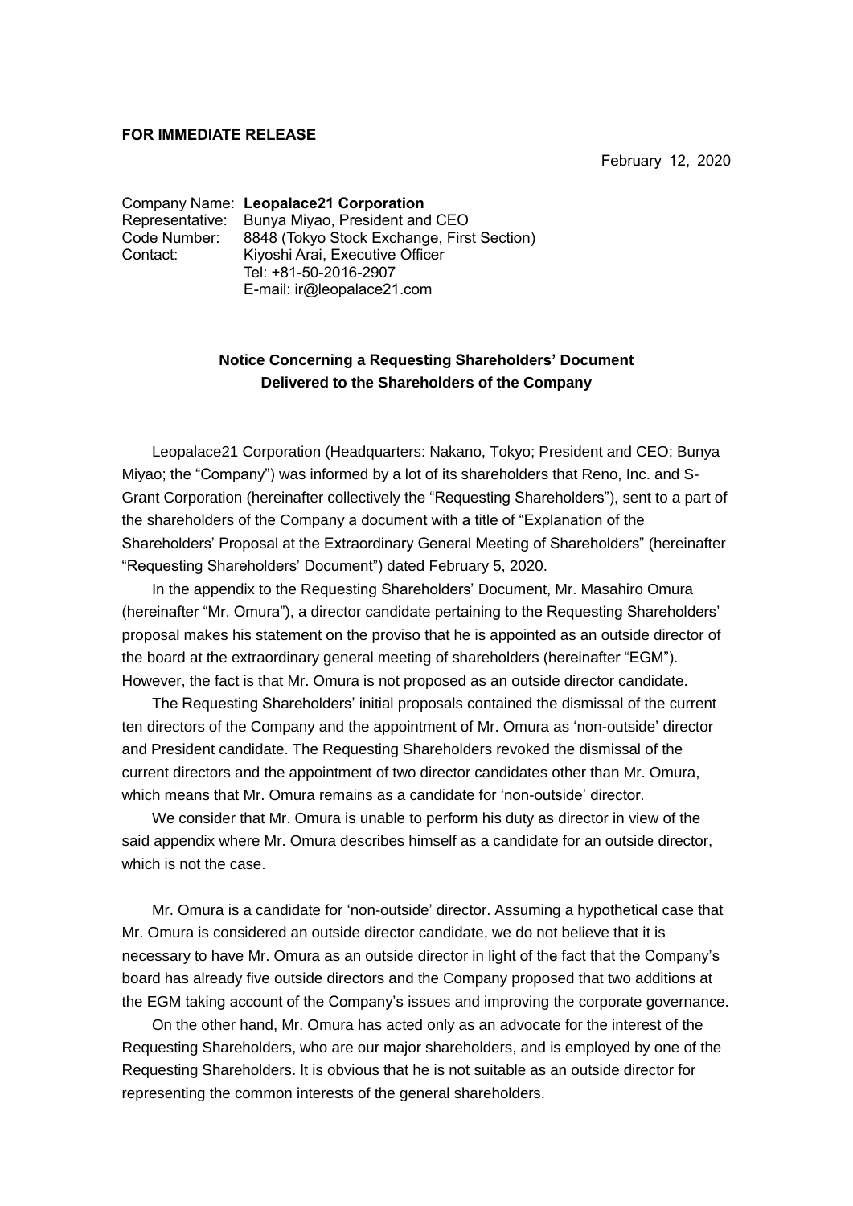**FOR IMMEDIATE RELEASE**

February 12, 2020

Company Name: **Leopalace21 Corporation**
Representative: Bunya Miyao, President and CEO
Code Number: 8848 (Tokyo Stock Exchange, First Section)
Contact: Kiyoshi Arai, Executive Officer
Tel: +81-50-2016-2907
E-mail: ir@leopalace21.com

## Notice Concerning a Requesting Shareholders' Document Delivered to the Shareholders of the Company

Leopalace21 Corporation (Headquarters: Nakano, Tokyo; President and CEO: Bunya Miyao; the "Company") was informed by a lot of its shareholders that Reno, Inc. and S-Grant Corporation (hereinafter collectively the "Requesting Shareholders"), sent to a part of the shareholders of the Company a document with a title of "Explanation of the Shareholders' Proposal at the Extraordinary General Meeting of Shareholders" (hereinafter "Requesting Shareholders' Document") dated February 5, 2020.

In the appendix to the Requesting Shareholders' Document, Mr. Masahiro Omura (hereinafter "Mr. Omura"), a director candidate pertaining to the Requesting Shareholders' proposal makes his statement on the proviso that he is appointed as an outside director of the board at the extraordinary general meeting of shareholders (hereinafter "EGM"). However, the fact is that Mr. Omura is not proposed as an outside director candidate.

The Requesting Shareholders' initial proposals contained the dismissal of the current ten directors of the Company and the appointment of Mr. Omura as 'non-outside' director and President candidate. The Requesting Shareholders revoked the dismissal of the current directors and the appointment of two director candidates other than Mr. Omura, which means that Mr. Omura remains as a candidate for 'non-outside' director.

We consider that Mr. Omura is unable to perform his duty as director in view of the said appendix where Mr. Omura describes himself as a candidate for an outside director, which is not the case.

Mr. Omura is a candidate for 'non-outside' director. Assuming a hypothetical case that Mr. Omura is considered an outside director candidate, we do not believe that it is necessary to have Mr. Omura as an outside director in light of the fact that the Company's board has already five outside directors and the Company proposed that two additions at the EGM taking account of the Company's issues and improving the corporate governance.

On the other hand, Mr. Omura has acted only as an advocate for the interest of the Requesting Shareholders, who are our major shareholders, and is employed by one of the Requesting Shareholders. It is obvious that he is not suitable as an outside director for representing the common interests of the general shareholders.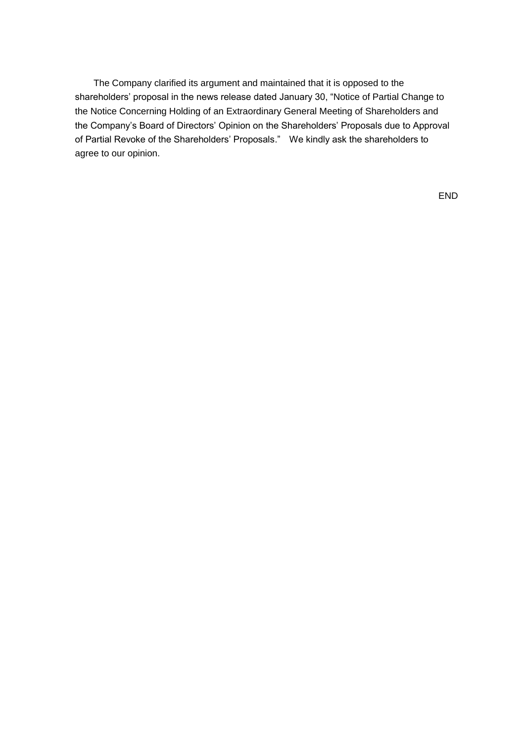The Company clarified its argument and maintained that it is opposed to the shareholders' proposal in the news release dated January 30, "Notice of Partial Change to the Notice Concerning Holding of an Extraordinary General Meeting of Shareholders and the Company's Board of Directors' Opinion on the Shareholders' Proposals due to Approval of Partial Revoke of the Shareholders' Proposals." We kindly ask the shareholders to agree to our opinion.

END